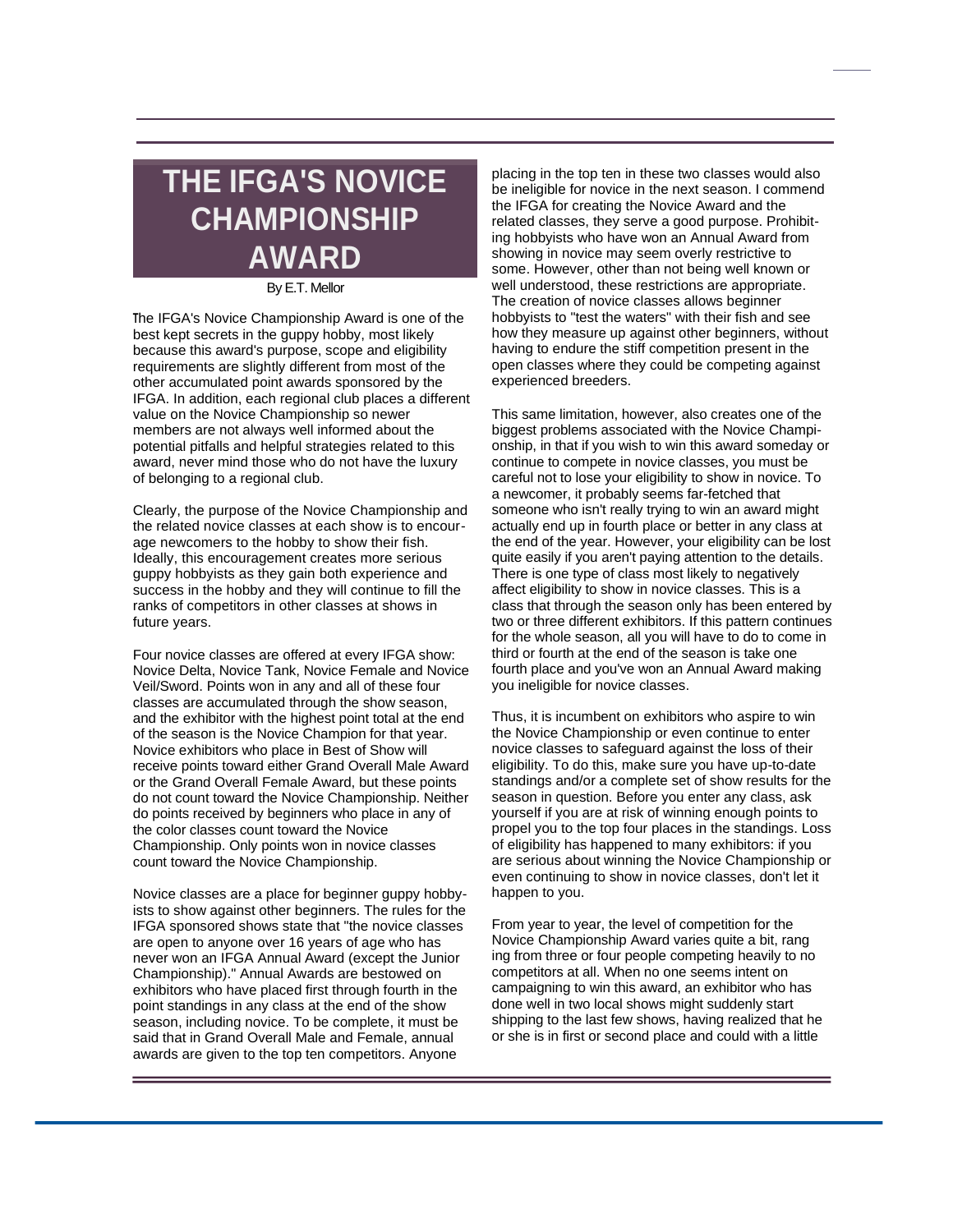# THE IFGA'S NOVICE CHAMPIONSHIP AWARD

By E.T. Mellor

The IFGA's Novice Championship Award is one of the best kept secrets in the guppy hobby, most likely because this award's purpose, scope and eligibility requirements are slightly different from most of the other accumulated point awards sponsored by the IFGA. In addition, each regional club places a different value on the Novice Championship so newer members are not always well informed about the potential pitfalls and helpful strategies related to this award, never mind those who do not have the luxury of belonging to a regional club.

Clearly, the purpose of the Novice Championship and the related novice classes at each show is to encourage newcomers to the hobby to show their fish. Ideally, this encouragement creates more serious guppy hobbyists as they gain both experience and success in the hobby and they will continue to fill the ranks of competitors in other classes at shows in future years.

Four novice classes are offered at every IFGA show: Novice Delta, Novice Tank, Novice Female and Novice Veil/Sword. Points won in any and all of these four classes are accumulated through the show season, and the exhibitor with the highest point total at the end of the season is the Novice Champion for that year. Novice exhibitors who place in Best of Show will receive points toward either Grand Overall Male Award or the Grand Overall Female Award, but these points do not count toward the Novice Championship. Neither do points received by beginners who place in any of the color classes count toward the Novice Championship. Only points won in novice classes count toward the Novice Championship.

Novice classes are a place for beginner guppy hobbyists to show against other beginners. The rules for the IFGA sponsored shows state that "the novice classes are open to anyone over 16 years of age who has never won an IFGA Annual Award (except the Junior Championship)." Annual Awards are bestowed on exhibitors who have placed first through fourth in the point standings in any class at the end of the show season, including novice. To be complete, it must be said that in Grand Overall Male and Female, annual awards are given to the top ten competitors. Anyone placing in the top ten in these two classes would also be ineligible for novice in the next season. I commend the IFGA for creating the Novice Award and the related classes, they serve a good purpose. Prohibiting hobbyists who have won an Annual Award from showing in novice may seem overly restrictive to some. However, other than not being well known or well understood, these restrictions are appropriate. The creation of novice classes allows beginner hobbyists to "test the waters" with their fish and see how they measure up against other beginners, without having to endure the stiff competition present in the open classes where they could be competing against experienced breeders.

This same limitation, however, also creates one of the biggest problems associated with the Novice Championship, in that if you wish to win this award someday or continue to compete in novice classes, you must be careful not to lose your eligibility to show in novice. To a newcomer, it probably seems far-fetched that someone who isn't really trying to win an award might actually end up in fourth place or better in any class at the end of the year. However, your eligibility can be lost quite easily if you aren't paying attention to the details. There is one type of class most likely to negatively affect eligibility to show in novice classes. This is a class that through the season only has been entered by two or three different exhibitors. If this pattern continues for the whole season, all you will have to do to come in third or fourth at the end of the season is take one fourth place and you've won an Annual Award making you ineligible for novice classes.

Thus, it is incumbent on exhibitors who aspire to win the Novice Championship or even continue to enter novice classes to safeguard against the loss of their eligibility. To do this, make sure you have up-to-date standings and/or a complete set of show results for the season in question. Before you enter any class, ask yourself if you are at risk of winning enough points to propel you to the top four places in the standings. Loss of eligibility has happened to many exhibitors: if you are serious about winning the Novice Championship or even continuing to show in novice classes, don't let it happen to you.

From year to year, the level of competition for the Novice Championship Award varies quite a bit, ranging from three or four people competing heavily to no competitors at all. When no one seems intent on campaigning to win this award, an exhibitor who has done well in two local shows might suddenly start shipping to the last few shows, having realized that he or she is in first or second place and could with a little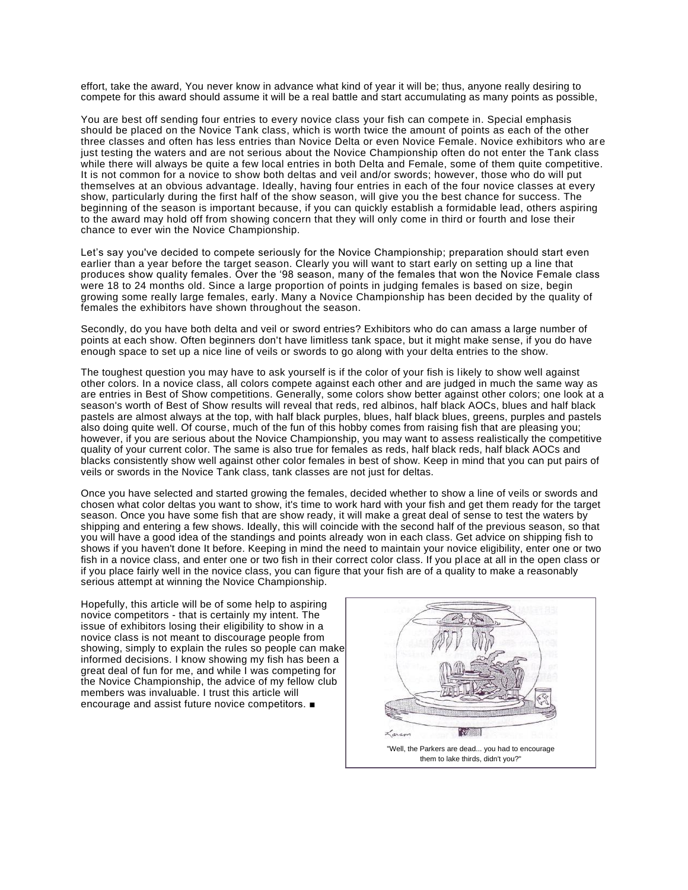effort, take the award, You never know in advance what kind of year it will be; thus, anyone really desiring to compete for this award should assume it will be a real battle and start accumulating as many points as possible,

You are best off sending four entries to every novice class your fish can compete in. Special emphasis should be placed on the Novice Tank class, which is worth twice the amount of points as each of the other three classes and often has less entries than Novice Delta or even Novice Female. Novice exhibitors who are just testing the waters and are not serious about the Novice Championship often do not enter the Tank class while there will always be quite a few local entries in both Delta and Female, some of them quite competitive. It is not common for a novice to show both deltas and veil and/or swords; however, those who do will put themselves at an obvious advantage. Ideally, having four entries in each of the four novice classes at every show, particularly during the first half of the show season, will give you the best chance for success. The beginning of the season is important because, if you can quickly establish a formidable lead, others aspiring to the award may hold off from showing concern that they will only come in third or fourth and lose their chance to ever win the Novice Championship.

Let's say you've decided to compete seriously for the Novice Championship; preparation should start even earlier than a year before the target season. Clearly you will want to start early on setting up a line that produces show quality females. Over the '98 season, many of the females that won the Novice Female class were 18 to 24 months old. Since a large proportion of points in judging females is based on size, begin growing some really large females, early. Many a Novice Championship has been decided by the quality of females the exhibitors have shown throughout the season.

Secondly, do you have both delta and veil or sword entries? Exhibitors who do can amass a large number of points at each show. Often beginners don't have limitless tank space, but it might make sense, if you do have enough space to set up a nice line of veils or swords to go along with your delta entries to the show.

The toughest question you may have to ask yourself is if the color of your fish is likely to show well against other colors. In a novice class, all colors compete against each other and are judged in much the same way as are entries in Best of Show competitions. Generally, some colors show better against other colors; one look at a season's worth of Best of Show results will reveal that reds, red albinos, half black AOCs, blues and half black pastels are almost always at the top, with half black purples, blues, half black blues, greens, purples and pastels also doing quite well. Of course, much of the fun of this hobby comes from raising fish that are pleasing you; however, if you are serious about the Novice Championship, you may want to assess realistically the competitive quality of your current color. The same is also true for females as reds, half black reds, half black AOCs and blacks consistently show well against other color females in best of show. Keep in mind that you can put pairs of veils or swords in the Novice Tank class, tank classes are not just for deltas.

Once you have selected and started growing the females, decided whether to show a line of veils or swords and chosen what color deltas you want to show, it's time to work hard with your fish and get them ready for the target season. Once you have some fish that are show ready, it will make a great deal of sense to test the waters by shipping and entering a few shows. Ideally, this will coincide with the second half of the previous season, so that you will have a good idea of the standings and points already won in each class. Get advice on shipping fish to shows if you haven't done It before. Keeping in mind the need to maintain your novice eligibility, enter one or two fish in a novice class, and enter one or two fish in their correct color class. If you place at all in the open class or if you place fairly well in the novice class, you can figure that your fish are of a quality to make a reasonably serious attempt at winning the Novice Championship.

Hopefully, this article will be of some help to aspiring novice competitors - that is certainly my intent. The issue of exhibitors losing their eligibility to show in a novice class is not meant to discourage people from showing, simply to explain the rules so people can make informed decisions. I know showing my fish has been a great deal of fun for me, and while I was competing for the Novice Championship, the advice of my fellow club members was invaluable. I trust this article will encourage and assist future novice competitors. ■

"Well, the Parkers are dead... you had to encourage them to lake thirds, didn't you?"